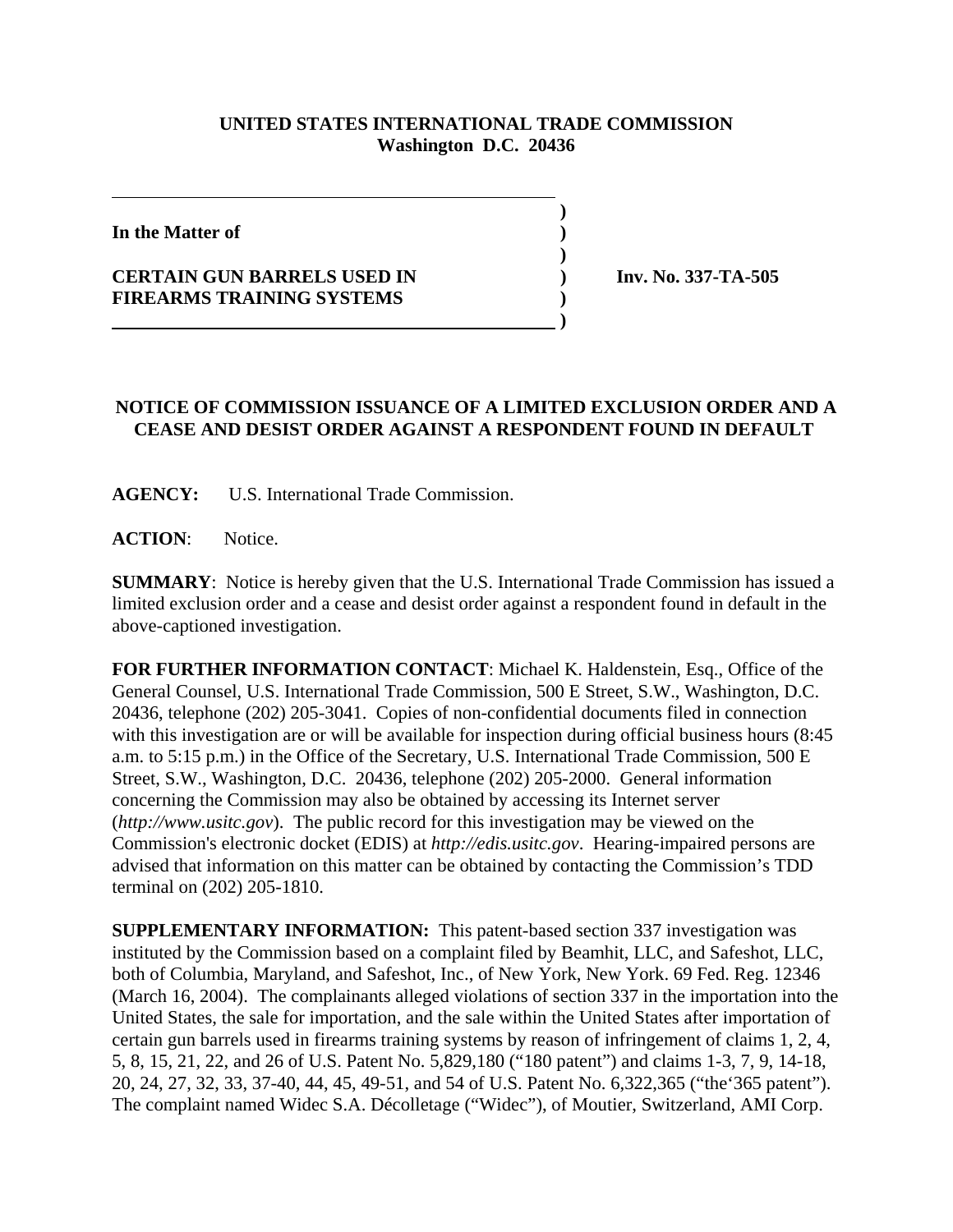**UNITED STATES INTERNATIONAL TRADE COMMISSION**
**Washington D.C. 20436**

**In the Matter of**

**CERTAIN GUN BARRELS USED IN FIREARMS TRAINING SYSTEMS**

**Inv. No. 337-TA-505**

## NOTICE OF COMMISSION ISSUANCE OF A LIMITED EXCLUSION ORDER AND A CEASE AND DESIST ORDER AGAINST A RESPONDENT FOUND IN DEFAULT

**AGENCY:** U.S. International Trade Commission.

**ACTION**: Notice.

**SUMMARY**: Notice is hereby given that the U.S. International Trade Commission has issued a limited exclusion order and a cease and desist order against a respondent found in default in the above-captioned investigation.

**FOR FURTHER INFORMATION CONTACT**: Michael K. Haldenstein, Esq., Office of the General Counsel, U.S. International Trade Commission, 500 E Street, S.W., Washington, D.C. 20436, telephone (202) 205-3041. Copies of non-confidential documents filed in connection with this investigation are or will be available for inspection during official business hours (8:45 a.m. to 5:15 p.m.) in the Office of the Secretary, U.S. International Trade Commission, 500 E Street, S.W., Washington, D.C. 20436, telephone (202) 205-2000. General information concerning the Commission may also be obtained by accessing its Internet server (*http://www.usitc.gov*). The public record for this investigation may be viewed on the Commission's electronic docket (EDIS) at *http://edis.usitc.gov*. Hearing-impaired persons are advised that information on this matter can be obtained by contacting the Commission's TDD terminal on (202) 205-1810.

**SUPPLEMENTARY INFORMATION:** This patent-based section 337 investigation was instituted by the Commission based on a complaint filed by Beamhit, LLC, and Safeshot, LLC, both of Columbia, Maryland, and Safeshot, Inc., of New York, New York. 69 Fed. Reg. 12346 (March 16, 2004). The complainants alleged violations of section 337 in the importation into the United States, the sale for importation, and the sale within the United States after importation of certain gun barrels used in firearms training systems by reason of infringement of claims 1, 2, 4, 5, 8, 15, 21, 22, and 26 of U.S. Patent No. 5,829,180 ("180 patent") and claims 1-3, 7, 9, 14-18, 20, 24, 27, 32, 33, 37-40, 44, 45, 49-51, and 54 of U.S. Patent No. 6,322,365 ("the'365 patent"). The complaint named Widec S.A. Décolletage ("Widec"), of Moutier, Switzerland, AMI Corp.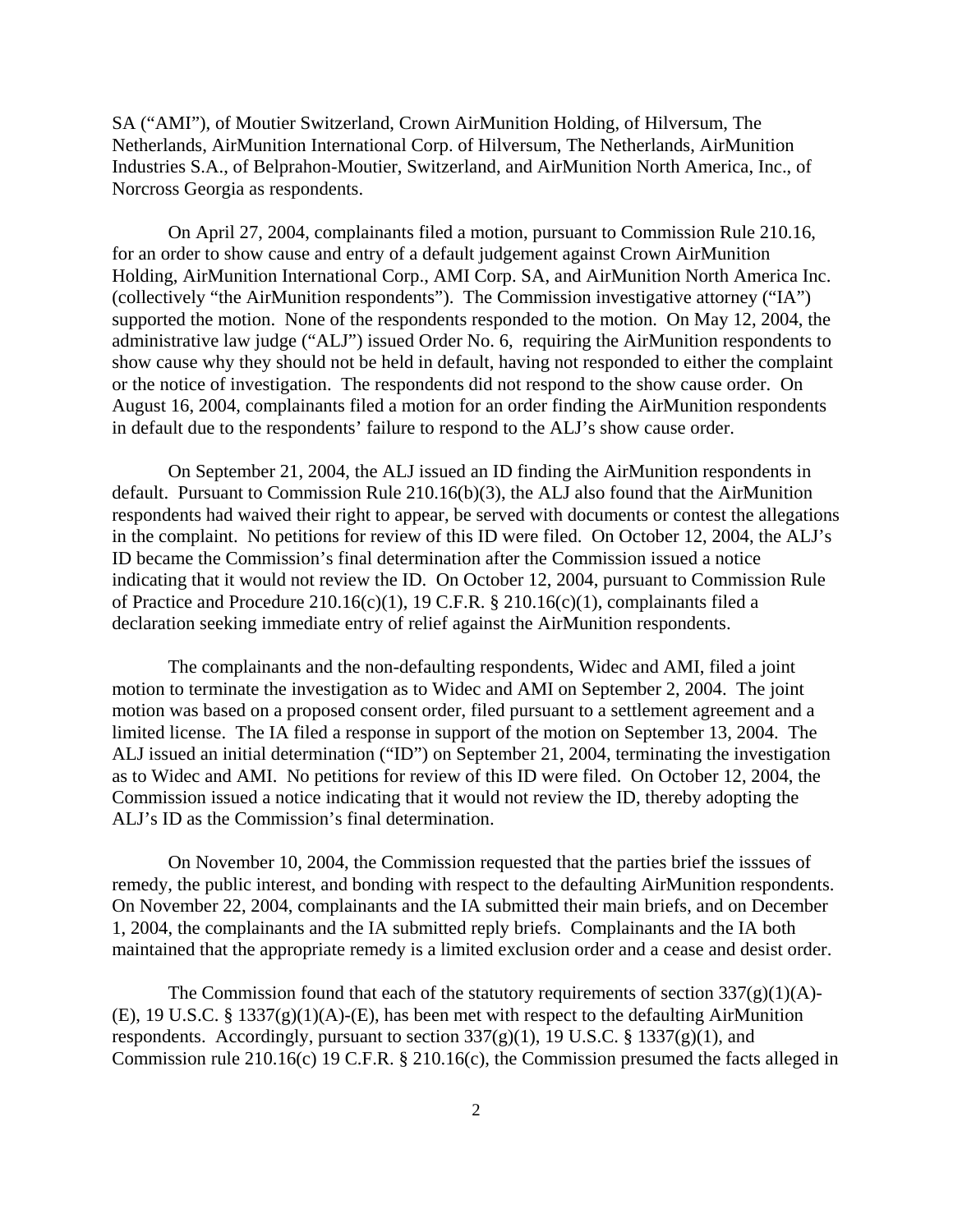SA ("AMI"), of Moutier Switzerland, Crown AirMunition Holding, of Hilversum, The Netherlands, AirMunition International Corp. of Hilversum, The Netherlands, AirMunition Industries S.A., of Belprahon-Moutier, Switzerland, and AirMunition North America, Inc., of Norcross Georgia as respondents.

On April 27, 2004, complainants filed a motion, pursuant to Commission Rule 210.16, for an order to show cause and entry of a default judgement against Crown AirMunition Holding, AirMunition International Corp., AMI Corp. SA, and AirMunition North America Inc. (collectively "the AirMunition respondents"). The Commission investigative attorney ("IA") supported the motion. None of the respondents responded to the motion. On May 12, 2004, the administrative law judge ("ALJ") issued Order No. 6, requiring the AirMunition respondents to show cause why they should not be held in default, having not responded to either the complaint or the notice of investigation. The respondents did not respond to the show cause order. On August 16, 2004, complainants filed a motion for an order finding the AirMunition respondents in default due to the respondents' failure to respond to the ALJ's show cause order.

On September 21, 2004, the ALJ issued an ID finding the AirMunition respondents in default. Pursuant to Commission Rule 210.16(b)(3), the ALJ also found that the AirMunition respondents had waived their right to appear, be served with documents or contest the allegations in the complaint. No petitions for review of this ID were filed. On October 12, 2004, the ALJ's ID became the Commission's final determination after the Commission issued a notice indicating that it would not review the ID. On October 12, 2004, pursuant to Commission Rule of Practice and Procedure 210.16(c)(1), 19 C.F.R. § 210.16(c)(1), complainants filed a declaration seeking immediate entry of relief against the AirMunition respondents.

The complainants and the non-defaulting respondents, Widec and AMI, filed a joint motion to terminate the investigation as to Widec and AMI on September 2, 2004. The joint motion was based on a proposed consent order, filed pursuant to a settlement agreement and a limited license. The IA filed a response in support of the motion on September 13, 2004. The ALJ issued an initial determination ("ID") on September 21, 2004, terminating the investigation as to Widec and AMI. No petitions for review of this ID were filed. On October 12, 2004, the Commission issued a notice indicating that it would not review the ID, thereby adopting the ALJ's ID as the Commission's final determination.

On November 10, 2004, the Commission requested that the parties brief the isssues of remedy, the public interest, and bonding with respect to the defaulting AirMunition respondents. On November 22, 2004, complainants and the IA submitted their main briefs, and on December 1, 2004, the complainants and the IA submitted reply briefs. Complainants and the IA both maintained that the appropriate remedy is a limited exclusion order and a cease and desist order.

The Commission found that each of the statutory requirements of section 337(g)(1)(A)-(E), 19 U.S.C. § 1337(g)(1)(A)-(E), has been met with respect to the defaulting AirMunition respondents. Accordingly, pursuant to section 337(g)(1), 19 U.S.C. § 1337(g)(1), and Commission rule 210.16(c) 19 C.F.R. § 210.16(c), the Commission presumed the facts alleged in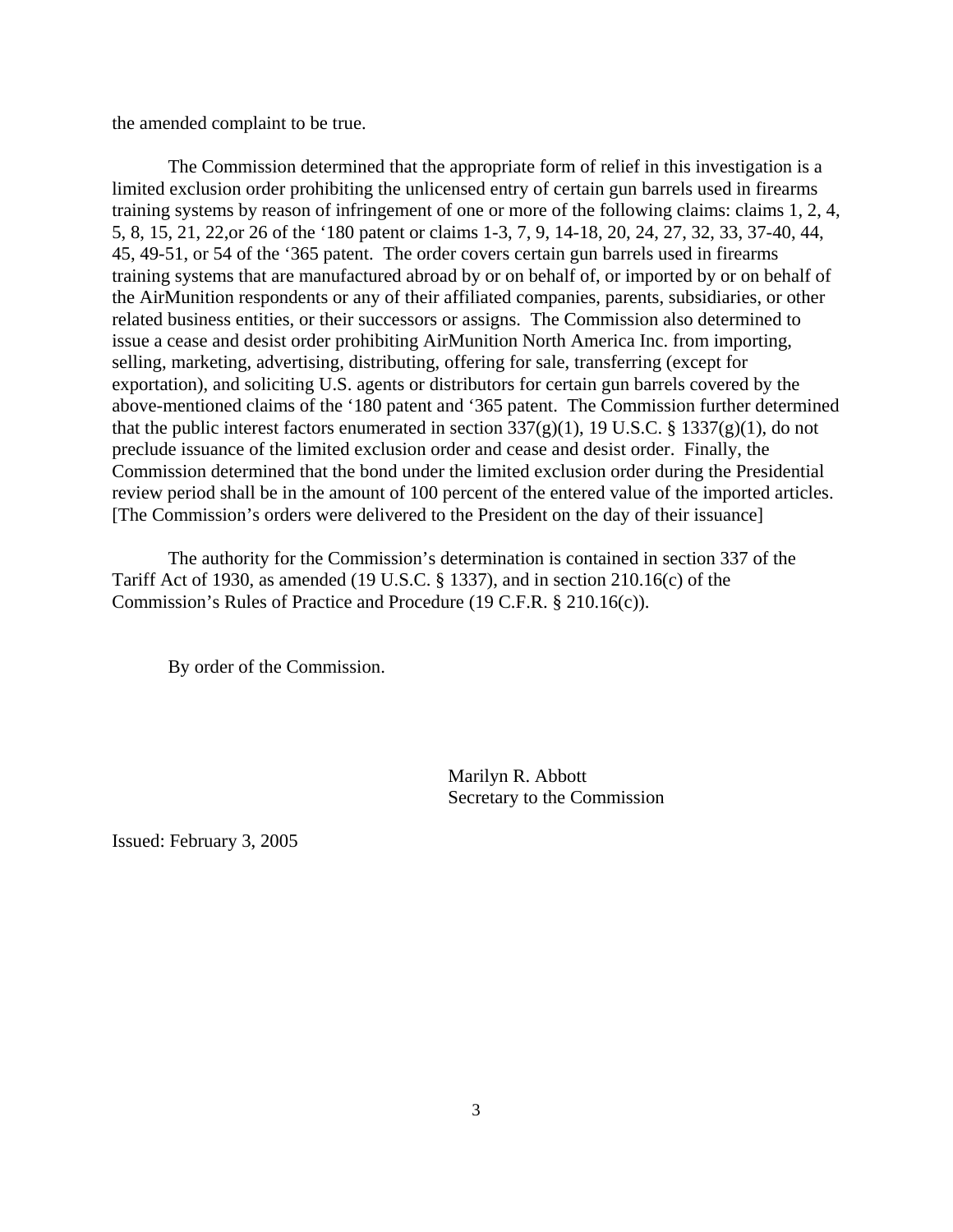the amended complaint to be true.

The Commission determined that the appropriate form of relief in this investigation is a limited exclusion order prohibiting the unlicensed entry of certain gun barrels used in firearms training systems by reason of infringement of one or more of the following claims: claims 1, 2, 4, 5, 8, 15, 21, 22,or 26 of the '180 patent or claims 1-3, 7, 9, 14-18, 20, 24, 27, 32, 33, 37-40, 44, 45, 49-51, or 54 of the '365 patent. The order covers certain gun barrels used in firearms training systems that are manufactured abroad by or on behalf of, or imported by or on behalf of the AirMunition respondents or any of their affiliated companies, parents, subsidiaries, or other related business entities, or their successors or assigns. The Commission also determined to issue a cease and desist order prohibiting AirMunition North America Inc. from importing, selling, marketing, advertising, distributing, offering for sale, transferring (except for exportation), and soliciting U.S. agents or distributors for certain gun barrels covered by the above-mentioned claims of the '180 patent and '365 patent. The Commission further determined that the public interest factors enumerated in section 337(g)(1), 19 U.S.C. § 1337(g)(1), do not preclude issuance of the limited exclusion order and cease and desist order. Finally, the Commission determined that the bond under the limited exclusion order during the Presidential review period shall be in the amount of 100 percent of the entered value of the imported articles. [The Commission's orders were delivered to the President on the day of their issuance]

The authority for the Commission's determination is contained in section 337 of the Tariff Act of 1930, as amended (19 U.S.C. § 1337), and in section 210.16(c) of the Commission's Rules of Practice and Procedure (19 C.F.R. § 210.16(c)).

By order of the Commission.

Marilyn R. Abbott
Secretary to the Commission

Issued: February 3, 2005